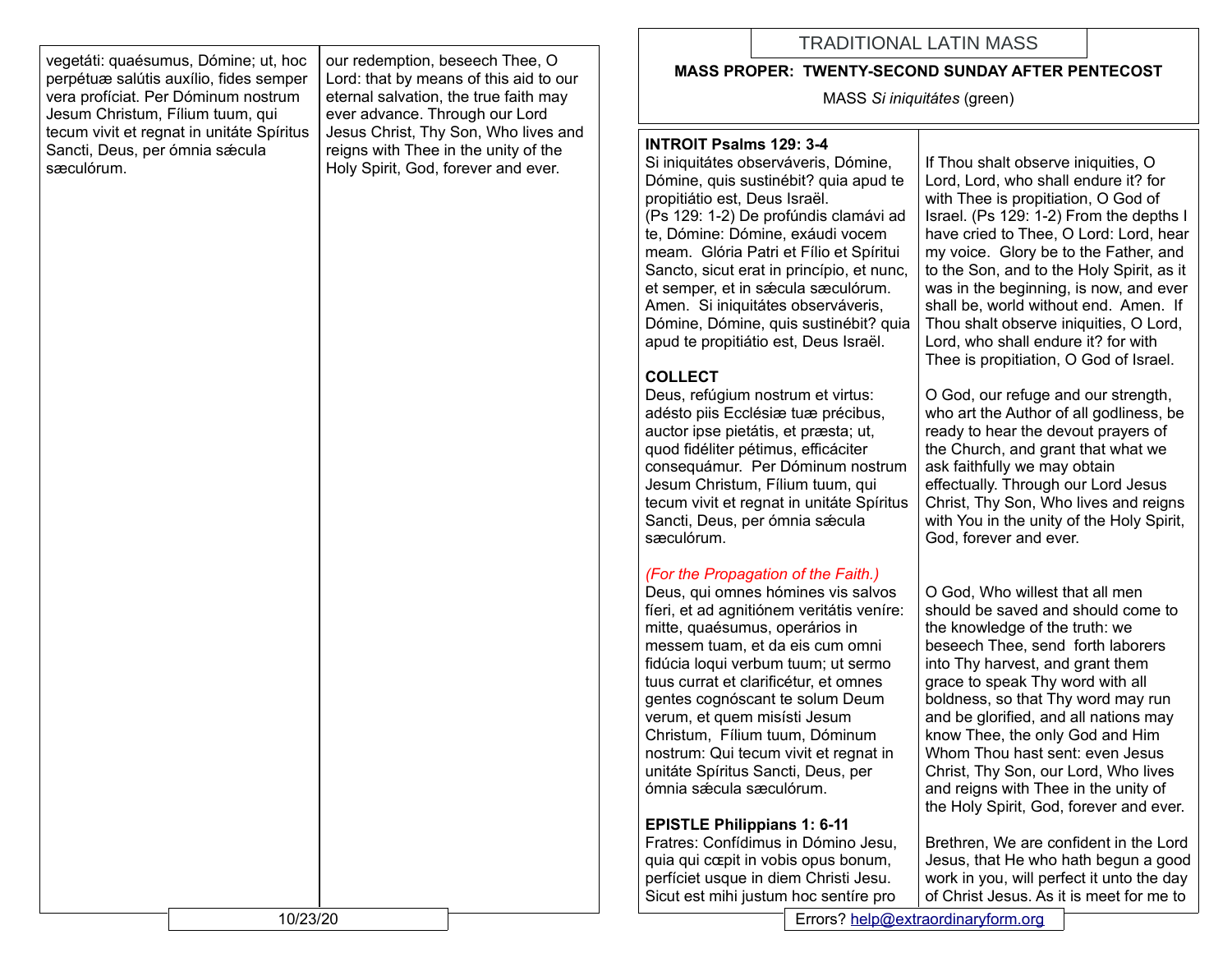vegetáti: quaésumus, Dómine; ut, hoc perpétuæ salútis auxílio, fides semper vera profíciat. Per Dóminum nostrum Jesum Christum, Fílium tuum, qui tecum vivit et regnat in unitáte Spíritus Sancti, Deus, per ómnia sǽcula sæculórum.

our redemption, beseech Thee, O Lord: that by means of this aid to our eternal salvation, the true faith may ever advance. Through our Lord Jesus Christ, Thy Son, Who lives and reigns with Thee in the unity of the Holy Spirit, God, forever and ever.

# TRADITIONAL LATIN MASS

## MASS PROPER: TWENTY-SECOND SUNDAY AFTER PENTECOST

MASS *Si iniquitátes* (green)

### INTROIT Psalms 129: 3-4

Si iniquitátes observáveris, Dómine, Dómine, quis sustinébit? quia apud te propitiátio est, Deus Israël. (Ps 129: 1-2) De profúndis clamávi ad te, Dómine: Dómine, exáudi vocem meam. Glória Patri et Fílio et Spíritui Sancto, sicut erat in princípio, et nunc, et semper, et in sǽcula sæculórum. Amen. Si iniquitátes observáveris, Dómine, Dómine, quis sustinébit? quia apud te propitiátio est, Deus Israël.

If Thou shalt observe iniquities, O Lord, Lord, who shall endure it? for with Thee is propitiation, O God of Israel. (Ps 129: 1-2) From the depths I have cried to Thee, O Lord: Lord, hear my voice. Glory be to the Father, and to the Son, and to the Holy Spirit, as it was in the beginning, is now, and ever shall be, world without end. Amen. If Thou shalt observe iniquities, O Lord, Lord, who shall endure it? for with Thee is propitiation, O God of Israel.

### COLLECT

Deus, refúgium nostrum et virtus: adésto piis Ecclésiæ tuæ précibus, auctor ipse pietátis, et præsta; ut, quod fidéliter pétimus, efficáciter consequámur. Per Dóminum nostrum Jesum Christum, Fílium tuum, qui tecum vivit et regnat in unitáte Spíritus Sancti, Deus, per ómnia sǽcula sæculórum.

O God, our refuge and our strength, who art the Author of all godliness, be ready to hear the devout prayers of the Church, and grant that what we ask faithfully we may obtain effectually. Through our Lord Jesus Christ, Thy Son, Who lives and reigns with You in the unity of the Holy Spirit, God, forever and ever.

*(For the Propagation of the Faith.)*

Deus, qui omnes hómines vis salvos fíeri, et ad agnitiónem veritátis veníre: mitte, quaésumus, operários in messem tuam, et da eis cum omni fidúcia loqui verbum tuum; ut sermo tuus currat et clarificétur, et omnes gentes cognóscant te solum Deum verum, et quem misísti Jesum Christum, Fílium tuum, Dóminum nostrum: Qui tecum vivit et regnat in unitáte Spíritus Sancti, Deus, per ómnia sǽcula sæculórum.

O God, Who willest that all men should be saved and should come to the knowledge of the truth: we beseech Thee, send forth laborers into Thy harvest, and grant them grace to speak Thy word with all boldness, so that Thy word may run and be glorified, and all nations may know Thee, the only God and Him Whom Thou hast sent: even Jesus Christ, Thy Son, our Lord, Who lives and reigns with Thee in the unity of the Holy Spirit, God, forever and ever.

### EPISTLE Philippians 1: 6-11

Fratres: Confídimus in Dómino Jesu, quia qui cœpit in vobis opus bonum, perfíciet usque in diem Christi Jesu. Sicut est mihi justum hoc sentíre pro

Brethren, We are confident in the Lord Jesus, that He who hath begun a good work in you, will perfect it unto the day of Christ Jesus. As it is meet for me to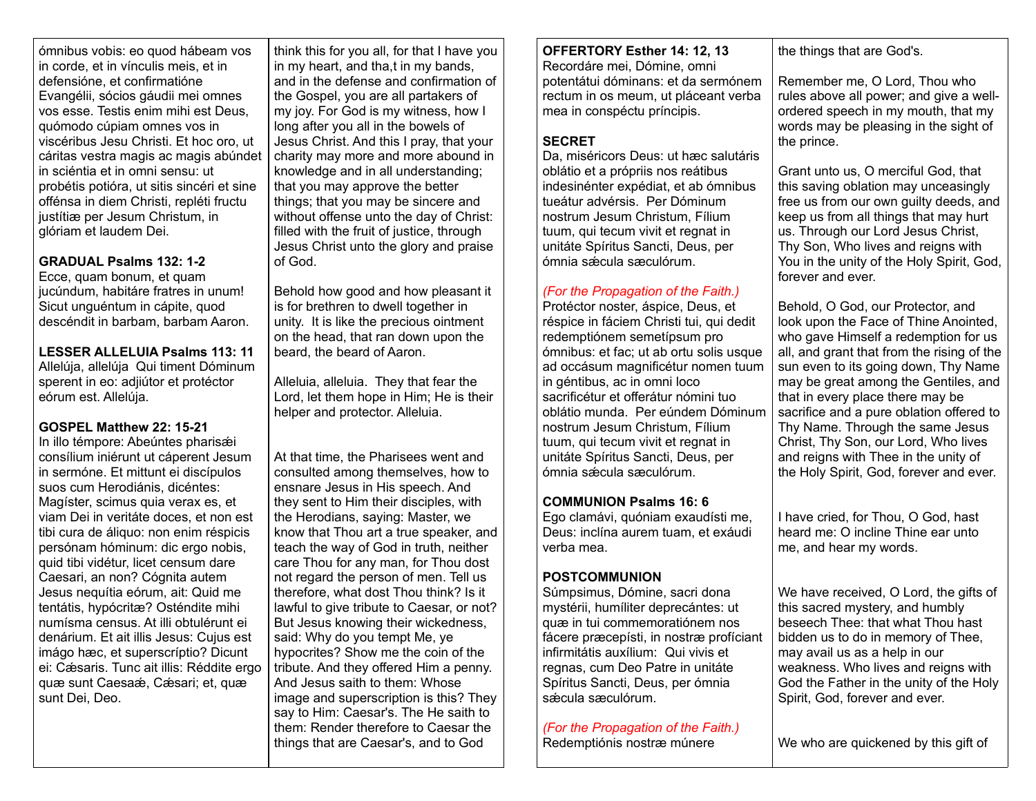ómnibus vobis: eo quod hábeam vos in corde, et in vínculis meis, et in defensióne, et confirmatióne Evangélii, sócios gáudii mei omnes vos esse. Testis enim mihi est Deus, quómodo cúpiam omnes vos in viscéribus Jesu Christi. Et hoc oro, ut cáritas vestra magis ac magis abúndet in sciéntia et in omni sensu: ut probétis potióra, ut sitis sincéri et sine offénsa in diem Christi, repléti fructu justítiæ per Jesum Christum, in glóriam et laudem Dei.

think this for you all, for that I have you in my heart, and tha,t in my bands, and in the defense and confirmation of the Gospel, you are all partakers of my joy. For God is my witness, how I long after you all in the bowels of Jesus Christ. And this I pray, that your charity may more and more abound in knowledge and in all understanding; that you may approve the better things; that you may be sincere and without offense unto the day of Christ: filled with the fruit of justice, through Jesus Christ unto the glory and praise of God.

**GRADUAL Psalms 132: 1-2**

Ecce, quam bonum, et quam jucúndum, habitáre fratres in unum! Sicut unguéntum in cápite, quod descéndit in barbam, barbam Aaron.

Behold how good and how pleasant it is for brethren to dwell together in unity. It is like the precious ointment on the head, that ran down upon the beard, the beard of Aaron.

**LESSER ALLELUIA Psalms 113: 11**

Allelúja, allelúja Qui timent Dóminum sperent in eo: adjiútor et protéctor eórum est. Allelúja.

Alleluia, alleluia. They that fear the Lord, let them hope in Him; He is their helper and protector. Alleluia.

**GOSPEL Matthew 22: 15-21**

In illo témpore: Abeúntes pharisǽi consílium iniérunt ut cáperent Jesum in sermóne. Et mittunt ei discípulos suos cum Herodiánis, dicéntes: Magíster, scimus quia verax es, et viam Dei in veritáte doces, et non est tibi cura de áliquo: non enim réspicis persónam hóminum: dic ergo nobis, quid tibi vidétur, licet censum dare Caesari, an non? Cógnita autem Jesus nequítia eórum, ait: Quid me tentátis, hypócritæ? Osténdite mihi numísma census. At illi obtulérunt ei denárium. Et ait illis Jesus: Cujus est imágo hæc, et superscríptio? Dicunt ei: Cǽsaris. Tunc ait illis: Réddite ergo quæ sunt Caesaǽ, Cǽsari; et, quæ sunt Dei, Deo.

At that time, the Pharisees went and consulted among themselves, how to ensnare Jesus in His speech. And they sent to Him their disciples, with the Herodians, saying: Master, we know that Thou art a true speaker, and teach the way of God in truth, neither care Thou for any man, for Thou dost not regard the person of men. Tell us therefore, what dost Thou think? Is it lawful to give tribute to Caesar, or not? But Jesus knowing their wickedness, said: Why do you tempt Me, ye hypocrites? Show me the coin of the tribute. And they offered Him a penny. And Jesus saith to them: Whose image and superscription is this? They say to Him: Caesar's. The He saith to them: Render therefore to Caesar the things that are Caesar's, and to God the things that are God's.

**OFFERTORY Esther 14: 12, 13**

Recordáre mei, Dómine, omni potentátui dóminans: et da sermónem rectum in os meum, ut pláceant verba mea in conspéctu príncipis.

Remember me, O Lord, Thou who rules above all power; and give a well-ordered speech in my mouth, that my words may be pleasing in the sight of the prince.

**SECRET**

Da, mísericors Deus: ut hæc salutáris oblátio et a própriis nos reátibus indesinénter expédiat, et ab ómnibus tueátur advérsis. Per Dóminum nostrum Jesum Christum, Fílium tuum, qui tecum vivit et regnat in unitáte Spíritus Sancti, Deus, per ómnia sǽcula sæculórum.

Grant unto us, O merciful God, that this saving oblation may unceasingly free us from our own guilty deeds, and keep us from all things that may hurt us. Through our Lord Jesus Christ, Thy Son, Who lives and reigns with You in the unity of the Holy Spirit, God, forever and ever.

*(For the Propagation of the Faith.)*

Protéctor noster, áspice, Deus, et réspice in fáciem Christi tui, qui dedit redemptiónem semetípsum pro ómnibus: et fac; ut ab ortu solis usque ad occásum magnificétur nomen tuum in géntibus, ac in omni loco sacrificétur et offerátur nómini tuo oblátio munda. Per eúndem Dóminum nostrum Jesum Christum, Fílium tuum, qui tecum vivit et regnat in unitáte Spíritus Sancti, Deus, per ómnia sǽcula sæculórum.

Behold, O God, our Protector, and look upon the Face of Thine Anointed, who gave Himself a redemption for us all, and grant that from the rising of the sun even to its going down, Thy Name may be great among the Gentiles, and that in every place there may be sacrifice and a pure oblation offered to Thy Name. Through the same Jesus Christ, Thy Son, our Lord, Who lives and reigns with Thee in the unity of the Holy Spirit, God, forever and ever.

**COMMUNION Psalms 16: 6**

Ego clamávi, quóniam exaudísti me, Deus: inclína aurem tuam, et exáudi verba mea.

I have cried, for Thou, O God, hast heard me: O incline Thine ear unto me, and hear my words.

**POSTCOMMUNION**

Súmpsimus, Dómine, sacri dona mystérii, humíliter deprecántes: ut quæ in tui commemoratiónem nos fácere præcepísti, in nostræ profíciant infirmitátis auxílium: Qui vivis et regnas, cum Deo Patre in unitáte Spíritus Sancti, Deus, per ómnia sǽcula sæculórum.

We have received, O Lord, the gifts of this sacred mystery, and humbly beseech Thee: that what Thou hast bidden us to do in memory of Thee, may avail us as a help in our weakness. Who lives and reigns with God the Father in the unity of the Holy Spirit, God, forever and ever.

*(For the Propagation of the Faith.)*

Redemptiónis nostræ múnere

We who are quickened by this gift of